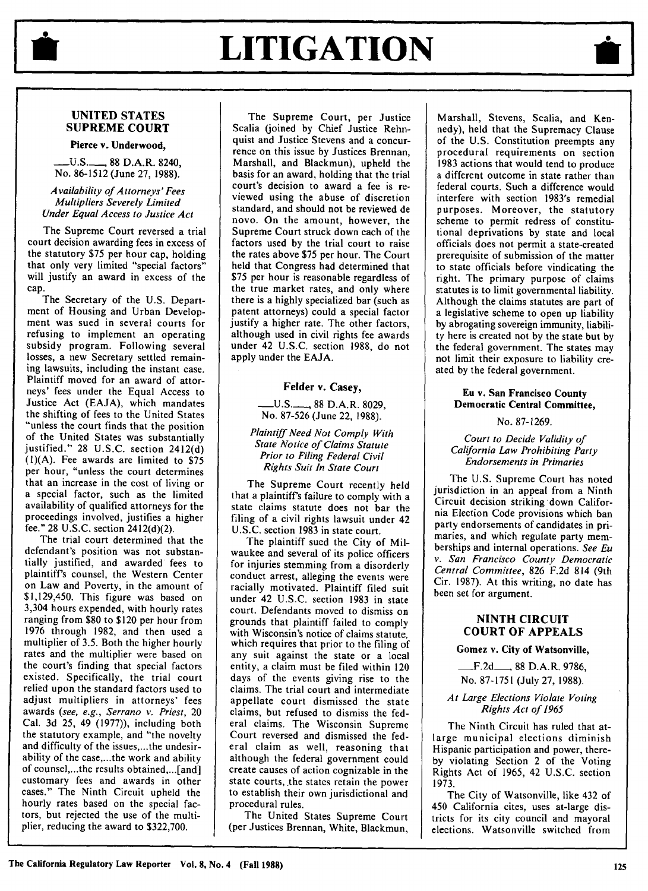# LITIGATION

## UNITED STATES SUPREME COURT

### Pierce v. Underwood,

___U.S.___, 88 D.A.R. 8240, No. 86-1512 (June 27, 1988).

*Availability of Attorneys' Fees Multipliers Severely Limited Under Equal Access to Justice Act*

The Supreme Court reversed a trial court decision awarding fees in excess of the statutory $75 per hour cap, holding that only very limited "special factors" will justify an award in excess of the cap.

The Secretary of the U.S. Department of Housing and Urban Development was sued in several courts for refusing to implement an operating subsidy program. Following several losses, a new Secretary settled remaining lawsuits, including the instant case. Plaintiff moved for an award of attorneys' fees under the Equal Access to Justice Act (EAJA), which mandates the shifting of fees to the United States "unless the court finds that the position of the United States was substantially justified." 28 U.S.C. section 2412(d)(1)(A). Fee awards are limited to $75 per hour, "unless the court determines that an increase in the cost of living or a special factor, such as the limited availability of qualified attorneys for the proceedings involved, justifies a higher fee." 28 U.S.C. section 2412(d)(2).

The trial court determined that the defendant's position was not substantially justified, and awarded fees to plaintiff's counsel, the Western Center on Law and Poverty, in the amount of $1,129,450. This figure was based on 3,304 hours expended, with hourly rates ranging from $80 to $120 per hour from 1976 through 1982, and then used a multiplier of 3.5. Both the higher hourly rates and the multiplier were based on the court's finding that special factors existed. Specifically, the trial court relied upon the standard factors used to adjust multipliers in attorneys' fees awards (*see, e.g., Serrano v. Priest*, 20 Cal. 3d 25, 49 (1977)), including both the statutory example, and "the novelty and difficulty of the issues,...the undesirability of the case,...the work and ability of counsel,...the results obtained,...[and] customary fees and awards in other cases." The Ninth Circuit upheld the hourly rates based on the special factors, but rejected the use of the multiplier, reducing the award to $322,700.

The Supreme Court, per Justice Scalia (joined by Chief Justice Rehnquist and Justice Stevens and a concurrence on this issue by Justices Brennan, Marshall, and Blackmun), upheld the basis for an award, holding that the trial court's decision to award a fee is reviewed using the abuse of discretion standard, and should not be reviewed de novo. On the amount, however, the Supreme Court struck down each of the factors used by the trial court to raise the rates above $75 per hour. The Court held that Congress had determined that $75 per hour is reasonable regardless of the true market rates, and only where there is a highly specialized bar (such as patent attorneys) could a special factor justify a higher rate. The other factors, although used in civil rights fee awards under 42 U.S.C. section 1988, do not apply under the EAJA.

### Felder v. Casey,

___U.S.___, 88 D.A.R. 8029, No. 87-526 (June 22, 1988).

*Plaintiff Need Not Comply With State Notice of Claims Statute Prior to Filing Federal Civil Rights Suit In State Court*

The Supreme Court recently held that a plaintiff's failure to comply with a state claims statute does not bar the filing of a civil rights lawsuit under 42 U.S.C. section 1983 in state court.

The plaintiff sued the City of Milwaukee and several of its police officers for injuries stemming from a disorderly conduct arrest, alleging the events were racially motivated. Plaintiff filed suit under 42 U.S.C. section 1983 in state court. Defendants moved to dismiss on grounds that plaintiff failed to comply with Wisconsin's notice of claims statute, which requires that prior to the filing of any suit against the state or a local entity, a claim must be filed within 120 days of the events giving rise to the claims. The trial court and intermediate appellate court dismissed the state claims, but refused to dismiss the federal claims. The Wisconsin Supreme Court reversed and dismissed the federal claim as well, reasoning that although the federal government could create causes of action cognizable in the state courts, the states retain the power to establish their own jurisdictional and procedural rules.

The United States Supreme Court (per Justices Brennan, White, Blackmun, Marshall, Stevens, Scalia, and Kennedy), held that the Supremacy Clause of the U.S. Constitution preempts any procedural requirements on section 1983 actions that would tend to produce a different outcome in state rather than federal courts. Such a difference would interfere with section 1983's remedial purposes. Moreover, the statutory scheme to permit redress of constitutional deprivations by state and local officials does not permit a state-created prerequisite of submission of the matter to state officials before vindicating the right. The primary purpose of claims statutes is to limit governmental liability. Although the claims statutes are part of a legislative scheme to open up liability by abrogating sovereign immunity, liability here is created not by the state but by the federal government. The states may not limit their exposure to liability created by the federal government.

### Eu v. San Francisco County Democratic Central Committee,

No. 87-1269.

*Court to Decide Validity of California Law Prohibiting Party Endorsements in Primaries*

The U.S. Supreme Court has noted jurisdiction in an appeal from a Ninth Circuit decision striking down California Election Code provisions which ban party endorsements of candidates in primaries, and which regulate party memberships and internal operations. *See Eu v. San Francisco County Democratic Central Committee*, 826 F.2d 814 (9th Cir. 1987). At this writing, no date has been set for argument.

## NINTH CIRCUIT COURT OF APPEALS

### Gomez v. City of Watsonville,

___F.2d___, 88 D.A.R. 9786, No. 87-1751 (July 27, 1988).

*At Large Elections Violate Voting Rights Act of 1965*

The Ninth Circuit has ruled that at-large municipal elections diminish Hispanic participation and power, thereby violating Section 2 of the Voting Rights Act of 1965, 42 U.S.C. section 1973.

The City of Watsonville, like 432 of 450 California cites, uses at-large districts for its city council and mayoral elections. Watsonville switched from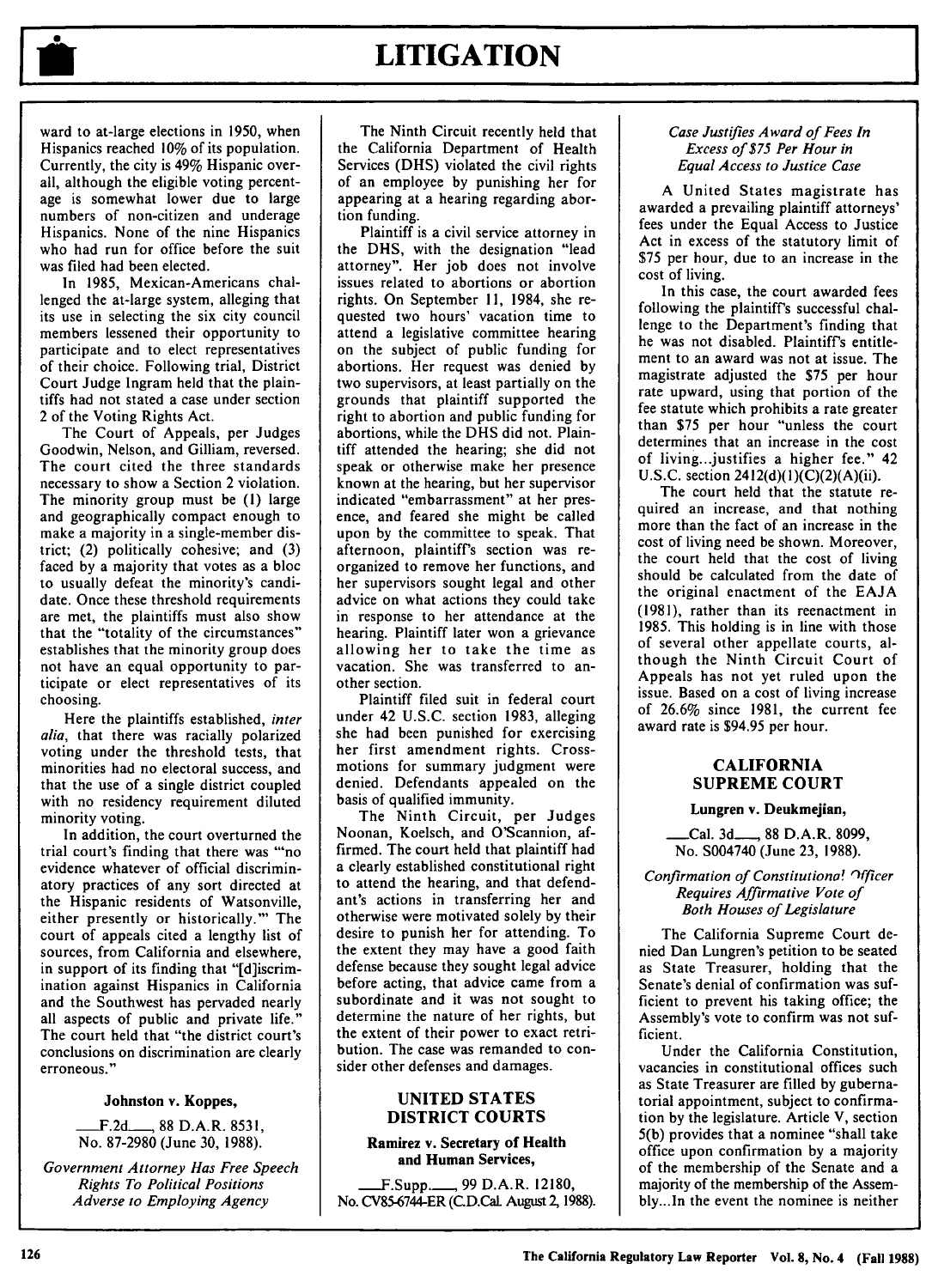ward to at-large elections in 1950, when Hispanics reached 10% of its population. Currently, the city is 49% Hispanic overall, although the eligible voting percentage is somewhat lower due to large numbers of non-citizen and underage Hispanics. None of the nine Hispanics who had run for office before the suit was filed had been elected.

In 1985, Mexican-Americans challenged the at-large system, alleging that its use in selecting the six city council members lessened their opportunity to participate and to elect representatives of their choice. Following trial, District Court Judge Ingram held that the plaintiffs had not stated a case under section 2 of the Voting Rights Act.

The Court of Appeals, per Judges Goodwin, Nelson, and Gilliam, reversed. The court cited the three standards necessary to show a Section 2 violation. The minority group must be (1) large and geographically compact enough to make a majority in a single-member district; (2) politically cohesive; and (3) faced by a majority that votes as a bloc to usually defeat the minority's candidate. Once these threshold requirements are met, the plaintiffs must also show that the "totality of the circumstances" establishes that the minority group does not have an equal opportunity to participate or elect representatives of its choosing.

Here the plaintiffs established, *inter alia*, that there was racially polarized voting under the threshold tests, that minorities had no electoral success, and that the use of a single district coupled with no residency requirement diluted minority voting.

In addition, the court overturned the trial court's finding that there was "'no evidence whatever of official discriminatory practices of any sort directed at the Hispanic residents of Watsonville, either presently or historically.'" The court of appeals cited a lengthy list of sources, from California and elsewhere, in support of its finding that "[d]iscrimination against Hispanics in California and the Southwest has pervaded nearly all aspects of public and private life." The court held that "the district court's conclusions on discrimination are clearly erroneous."

**Johnston v. Koppes,**

\_\_\_F.2d\_\_\_, 88 D.A.R. 8531, No. 87-2980 (June 30, 1988).

*Government Attorney Has Free Speech Rights To Political Positions Adverse to Employing Agency*

The Ninth Circuit recently held that the California Department of Health Services (DHS) violated the civil rights of an employee by punishing her for appearing at a hearing regarding abortion funding.

Plaintiff is a civil service attorney in the DHS, with the designation "lead attorney". Her job does not involve issues related to abortions or abortion rights. On September 11, 1984, she requested two hours' vacation time to attend a legislative committee hearing on the subject of public funding for abortions. Her request was denied by two supervisors, at least partially on the grounds that plaintiff supported the right to abortion and public funding for abortions, while the DHS did not. Plaintiff attended the hearing; she did not speak or otherwise make her presence known at the hearing, but her supervisor indicated "embarrassment" at her presence, and feared she might be called upon by the committee to speak. That afternoon, plaintiff's section was reorganized to remove her functions, and her supervisors sought legal and other advice on what actions they could take in response to her attendance at the hearing. Plaintiff later won a grievance allowing her to take the time as vacation. She was transferred to another section.

Plaintiff filed suit in federal court under 42 U.S.C. section 1983, alleging she had been punished for exercising her first amendment rights. Cross-motions for summary judgment were denied. Defendants appealed on the basis of qualified immunity.

The Ninth Circuit, per Judges Noonan, Koelsch, and O'Scannion, affirmed. The court held that plaintiff had a clearly established constitutional right to attend the hearing, and that defendant's actions in transferring her and otherwise were motivated solely by their desire to punish her for attending. To the extent they may have a good faith defense because they sought legal advice before acting, that advice came from a subordinate and it was not sought to determine the nature of her rights, but the extent of their power to exact retribution. The case was remanded to consider other defenses and damages.

## UNITED STATES DISTRICT COURTS

**Ramirez v. Secretary of Health and Human Services,**

\_\_\_F.Supp.\_\_\_, 99 D.A.R. 12180, No. CV85-6744-ER (C.D.Cal. August 2, 1988).

*Case Justifies Award of Fees In Excess of $75 Per Hour in Equal Access to Justice Case*

A United States magistrate has awarded a prevailing plaintiff attorneys' fees under the Equal Access to Justice Act in excess of the statutory limit of $75 per hour, due to an increase in the cost of living.

In this case, the court awarded fees following the plaintiff's successful challenge to the Department's finding that he was not disabled. Plaintiff's entitlement to an award was not at issue. The magistrate adjusted the $75 per hour rate upward, using that portion of the fee statute which prohibits a rate greater than $75 per hour "unless the court determines that an increase in the cost of living...justifies a higher fee." 42 U.S.C. section 2412(d)(1)(C)(2)(A)(ii).

The court held that the statute required an increase, and that nothing more than the fact of an increase in the cost of living need be shown. Moreover, the court held that the cost of living should be calculated from the date of the original enactment of the EAJA (1981), rather than its reenactment in 1985. This holding is in line with those of several other appellate courts, although the Ninth Circuit Court of Appeals has not yet ruled upon the issue. Based on a cost of living increase of 26.6% since 1981, the current fee award rate is $94.95 per hour.

## CALIFORNIA SUPREME COURT

**Lungren v. Deukmejian,**

\_\_\_Cal. 3d\_\_\_, 88 D.A.R. 8099, No. S004740 (June 23, 1988).

*Confirmation of Constitutional Officer Requires Affirmative Vote of Both Houses of Legislature*

The California Supreme Court denied Dan Lungren's petition to be seated as State Treasurer, holding that the Senate's denial of confirmation was sufficient to prevent his taking office; the Assembly's vote to confirm was not sufficient.

Under the California Constitution, vacancies in constitutional offices such as State Treasurer are filled by gubernatorial appointment, subject to confirmation by the legislature. Article V, section 5(b) provides that a nominee "shall take office upon confirmation by a majority of the membership of the Senate and a majority of the membership of the Assembly...In the event the nominee is neither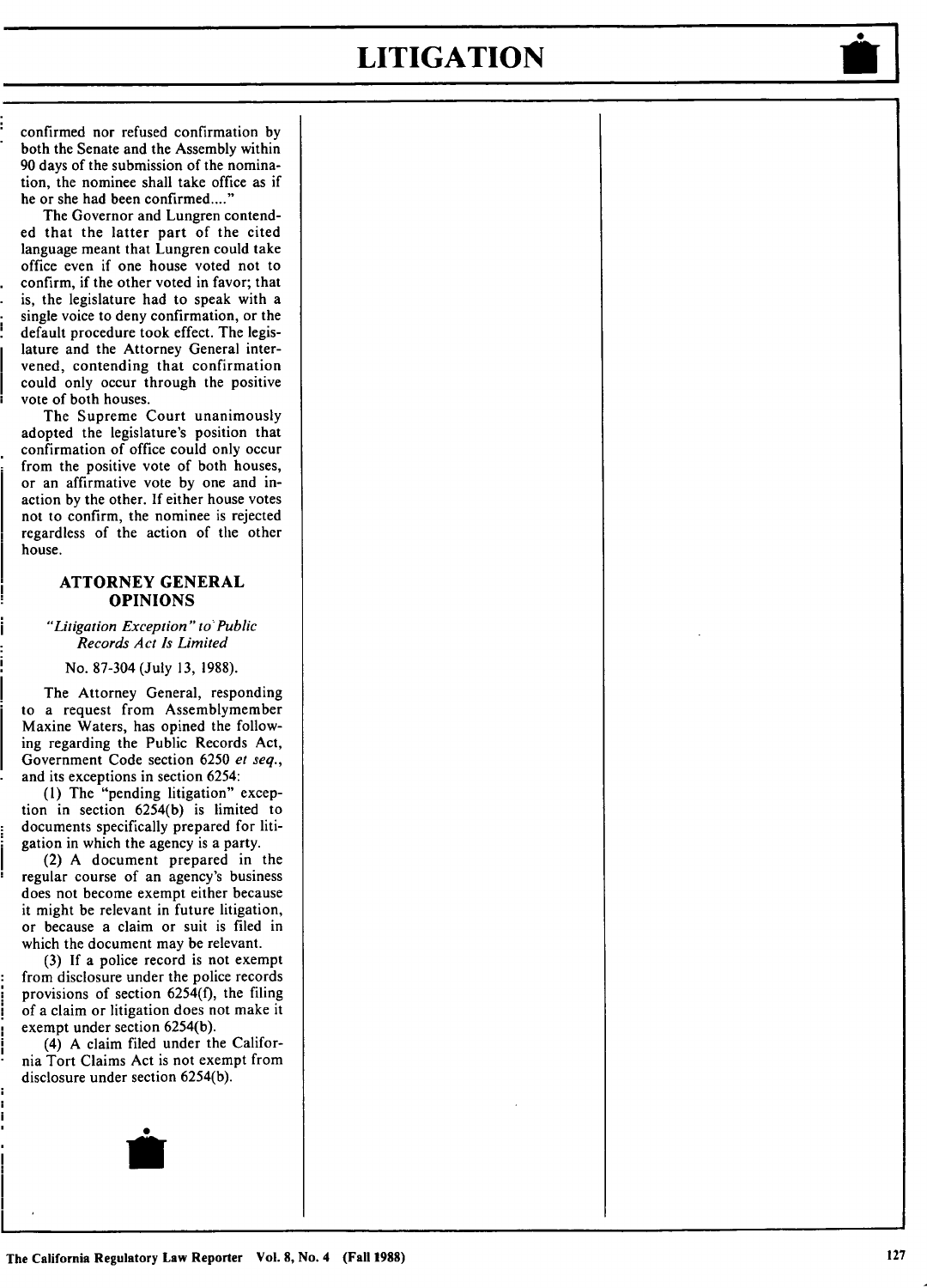confirmed nor refused confirmation by both the Senate and the Assembly within 90 days of the submission of the nomination, the nominee shall take office as if he or she had been confirmed...."

The Governor and Lungren contended that the latter part of the cited language meant that Lungren could take office even if one house voted not to confirm, if the other voted in favor; that is, the legislature had to speak with a single voice to deny confirmation, or the default procedure took effect. The legislature and the Attorney General intervened, contending that confirmation could only occur through the positive vote of both houses.

The Supreme Court unanimously adopted the legislature's position that confirmation of office could only occur from the positive vote of both houses, or an affirmative vote by one and inaction by the other. If either house votes not to confirm, the nominee is rejected regardless of the action of the other house.

## ATTORNEY GENERAL OPINIONS

*"Litigation Exception" to Public Records Act Is Limited*

No. 87-304 (July 13, 1988).

The Attorney General, responding to a request from Assemblymember Maxine Waters, has opined the following regarding the Public Records Act, Government Code section 6250 *et seq.*, and its exceptions in section 6254:

(1) The "pending litigation" exception in section 6254(b) is limited to documents specifically prepared for litigation in which the agency is a party.

(2) A document prepared in the regular course of an agency's business does not become exempt either because it might be relevant in future litigation, or because a claim or suit is filed in which the document may be relevant.

(3) If a police record is not exempt from disclosure under the police records provisions of section 6254(f), the filing of a claim or litigation does not make it exempt under section 6254(b).

(4) A claim filed under the California Tort Claims Act is not exempt from disclosure under section 6254(b).